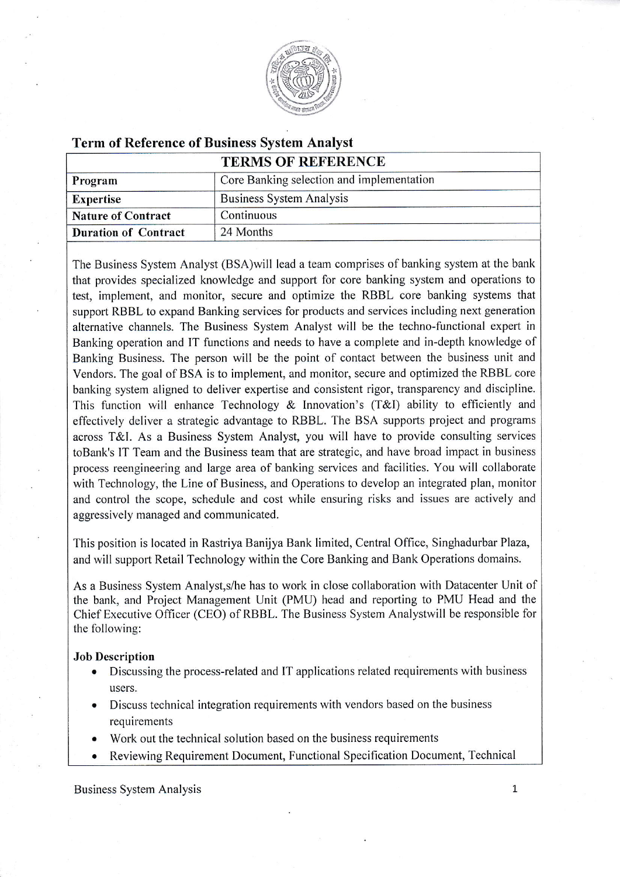## Term of Reference of Business System Analyst

| TERMS OF REFERENCE | |
|---|---|
| **Program** | Core Banking selection and implementation |
| **Expertise** | Business System Analysis |
| **Nature of Contract** | Continuous |
| **Duration of Contract** | 24 Months |

The Business System Analyst (BSA)will lead a team comprises of banking system at the bank that provides specialized knowledge and support for core banking system and operations to test, implement, and monitor, secure and optimize the RBBL core banking systems that support RBBL to expand Banking services for products and services including next generation alternative channels. The Business System Analyst will be the techno-functional expert in Banking operation and IT functions and needs to have a complete and in-depth knowledge of Banking Business. The person will be the point of contact between the business unit and Vendors. The goal of BSA is to implement, and monitor, secure and optimized the RBBL core banking system aligned to deliver expertise and consistent rigor, transparency and discipline. This function will enhance Technology & Innovation's (T&I) ability to efficiently and effectively deliver a strategic advantage to RBBL. The BSA supports project and programs across T&I. As a Business System Analyst, you will have to provide consulting services toBank's IT Team and the Business team that are strategic, and have broad impact in business process reengineering and large area of banking services and facilities. You will collaborate with Technology, the Line of Business, and Operations to develop an integrated plan, monitor and control the scope, schedule and cost while ensuring risks and issues are actively and aggressively managed and communicated.

This position is located in Rastriya Banijya Bank limited, Central Office, Singhadurbar Plaza, and will support Retail Technology within the Core Banking and Bank Operations domains.

As a Business System Analyst,s/he has to work in close collaboration with Datacenter Unit of the bank, and Project Management Unit (PMU) head and reporting to PMU Head and the Chief Executive Officer (CEO) of RBBL. The Business System Analystwill be responsible for the following:

**Job Description**

- Discussing the process-related and IT applications related requirements with business users.
- Discuss technical integration requirements with vendors based on the business requirements
- Work out the technical solution based on the business requirements
- Reviewing Requirement Document, Functional Specification Document, Technical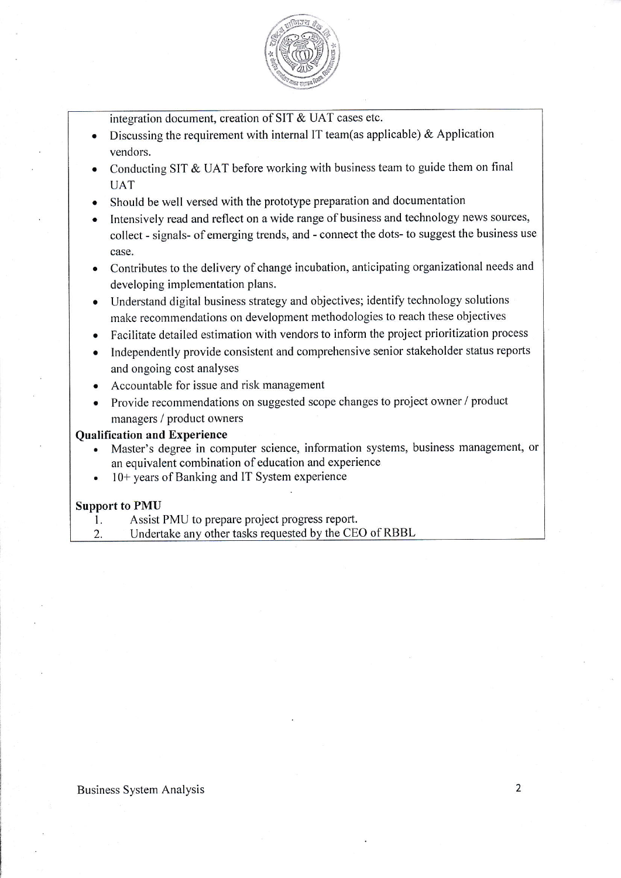integration document, creation of SIT & UAT cases etc.

- Discussing the requirement with internal IT team(as applicable) & Application vendors.
- Conducting SIT & UAT before working with business team to guide them on final UAT
- Should be well versed with the prototype preparation and documentation
- Intensively read and reflect on a wide range of business and technology news sources, collect - signals- of emerging trends, and - connect the dots- to suggest the business use case.
- Contributes to the delivery of change incubation, anticipating organizational needs and developing implementation plans.
- Understand digital business strategy and objectives; identify technology solutions make recommendations on development methodologies to reach these objectives
- Facilitate detailed estimation with vendors to inform the project prioritization process
- Independently provide consistent and comprehensive senior stakeholder status reports and ongoing cost analyses
- Accountable for issue and risk management
- Provide recommendations on suggested scope changes to project owner / product managers / product owners

**Qualification and Experience**

- Master's degree in computer science, information systems, business management, or an equivalent combination of education and experience
- 10+ years of Banking and IT System experience

**Support to PMU**

1. Assist PMU to prepare project progress report.
2. Undertake any other tasks requested by the CEO of RBBL